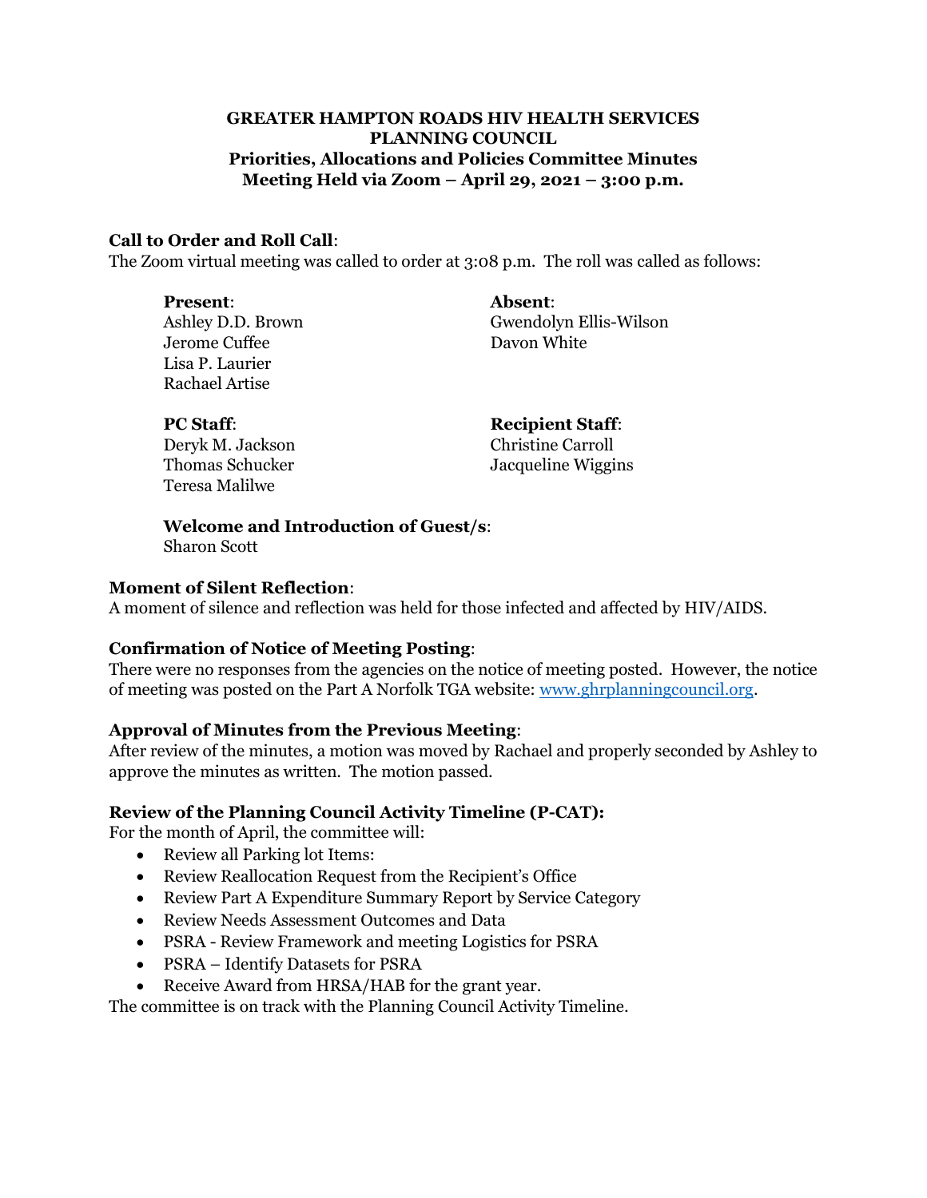**GREATER HAMPTON ROADS HIV HEALTH SERVICES PLANNING COUNCIL**
**Priorities, Allocations and Policies Committee Minutes**
**Meeting Held via Zoom – April 29, 2021 – 3:00 p.m.**

**Call to Order and Roll Call**:
The Zoom virtual meeting was called to order at 3:08 p.m. The roll was called as follows:

**Present**:
Ashley D.D. Brown
Jerome Cuffee
Lisa P. Laurier
Rachael Artise

**Absent**:
Gwendolyn Ellis-Wilson
Davon White

**PC Staff**:
Deryk M. Jackson
Thomas Schucker
Teresa Malilwe

**Recipient Staff**:
Christine Carroll
Jacqueline Wiggins

**Welcome and Introduction of Guest/s**:
Sharon Scott

**Moment of Silent Reflection**:
A moment of silence and reflection was held for those infected and affected by HIV/AIDS.

**Confirmation of Notice of Meeting Posting**:
There were no responses from the agencies on the notice of meeting posted. However, the notice of meeting was posted on the Part A Norfolk TGA website: www.ghrplanningcouncil.org.

**Approval of Minutes from the Previous Meeting**:
After review of the minutes, a motion was moved by Rachael and properly seconded by Ashley to approve the minutes as written. The motion passed.

**Review of the Planning Council Activity Timeline (P-CAT):**
For the month of April, the committee will:

- Review all Parking lot Items:
- Review Reallocation Request from the Recipient's Office
- Review Part A Expenditure Summary Report by Service Category
- Review Needs Assessment Outcomes and Data
- PSRA - Review Framework and meeting Logistics for PSRA
- PSRA – Identify Datasets for PSRA
- Receive Award from HRSA/HAB for the grant year.

The committee is on track with the Planning Council Activity Timeline.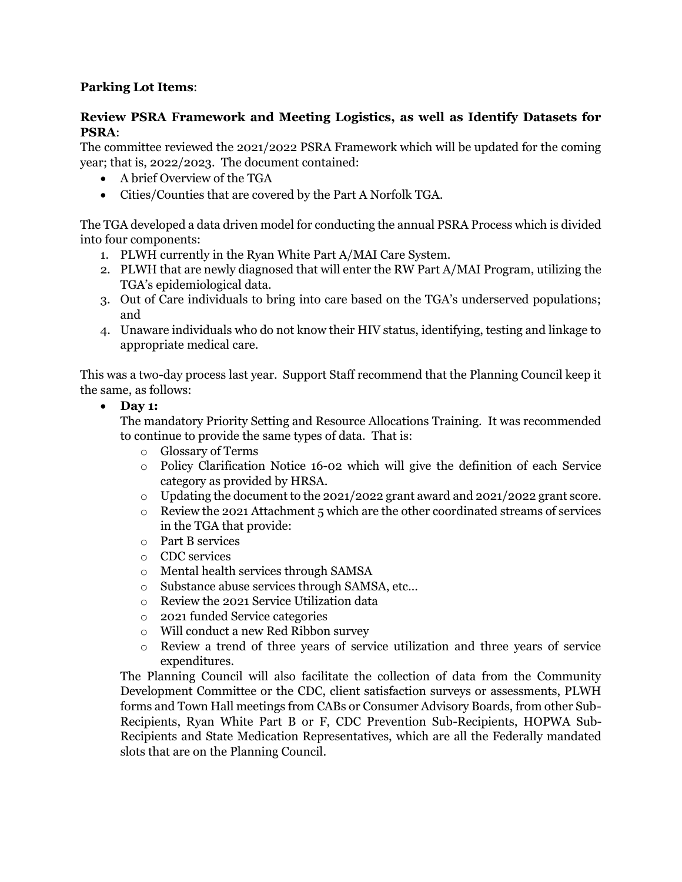**Parking Lot Items**:

**Review PSRA Framework and Meeting Logistics, as well as Identify Datasets for PSRA**:

The committee reviewed the 2021/2022 PSRA Framework which will be updated for the coming year; that is, 2022/2023. The document contained:

- A brief Overview of the TGA
- Cities/Counties that are covered by the Part A Norfolk TGA.

The TGA developed a data driven model for conducting the annual PSRA Process which is divided into four components:

1. PLWH currently in the Ryan White Part A/MAI Care System.
2. PLWH that are newly diagnosed that will enter the RW Part A/MAI Program, utilizing the TGA's epidemiological data.
3. Out of Care individuals to bring into care based on the TGA's underserved populations; and
4. Unaware individuals who do not know their HIV status, identifying, testing and linkage to appropriate medical care.

This was a two-day process last year. Support Staff recommend that the Planning Council keep it the same, as follows:

- **Day 1:**
  The mandatory Priority Setting and Resource Allocations Training. It was recommended to continue to provide the same types of data. That is:
  - Glossary of Terms
  - Policy Clarification Notice 16-02 which will give the definition of each Service category as provided by HRSA.
  - Updating the document to the 2021/2022 grant award and 2021/2022 grant score.
  - Review the 2021 Attachment 5 which are the other coordinated streams of services in the TGA that provide:
  - Part B services
  - CDC services
  - Mental health services through SAMSA
  - Substance abuse services through SAMSA, etc…
  - Review the 2021 Service Utilization data
  - 2021 funded Service categories
  - Will conduct a new Red Ribbon survey
  - Review a trend of three years of service utilization and three years of service expenditures.

  The Planning Council will also facilitate the collection of data from the Community Development Committee or the CDC, client satisfaction surveys or assessments, PLWH forms and Town Hall meetings from CABs or Consumer Advisory Boards, from other Sub-Recipients, Ryan White Part B or F, CDC Prevention Sub-Recipients, HOPWA Sub-Recipients and State Medication Representatives, which are all the Federally mandated slots that are on the Planning Council.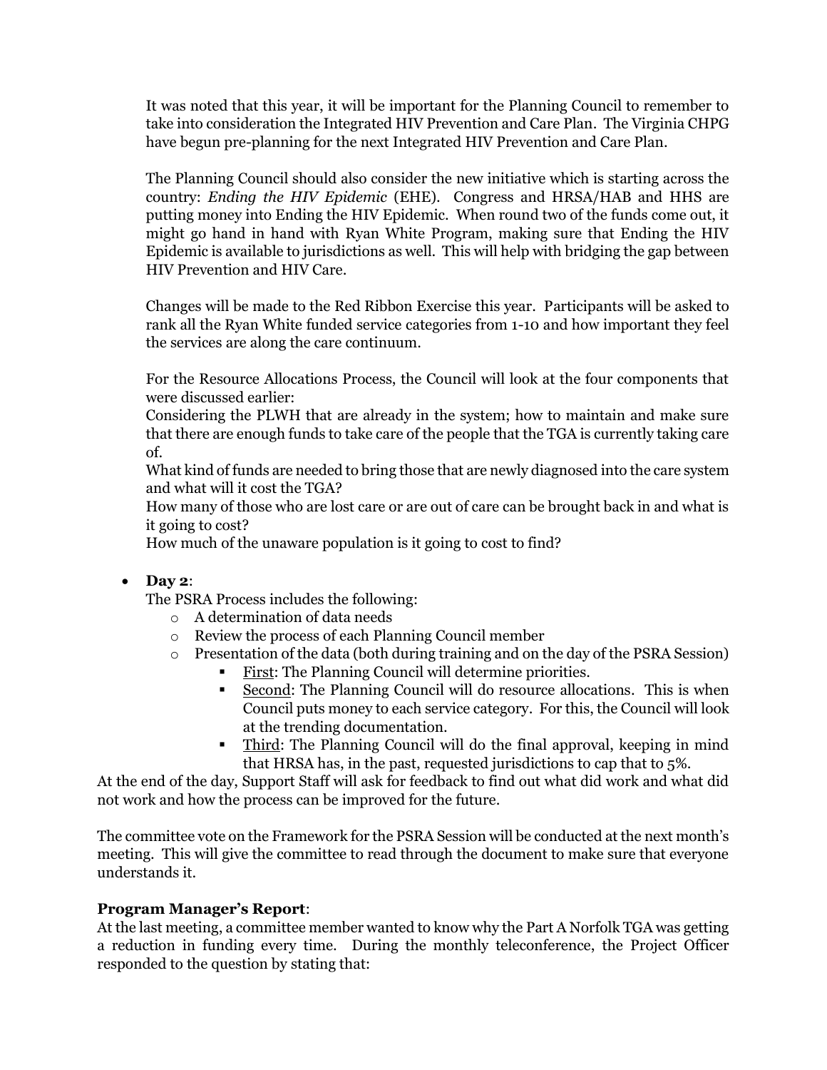It was noted that this year, it will be important for the Planning Council to remember to take into consideration the Integrated HIV Prevention and Care Plan. The Virginia CHPG have begun pre-planning for the next Integrated HIV Prevention and Care Plan.

The Planning Council should also consider the new initiative which is starting across the country: *Ending the HIV Epidemic* (EHE). Congress and HRSA/HAB and HHS are putting money into Ending the HIV Epidemic. When round two of the funds come out, it might go hand in hand with Ryan White Program, making sure that Ending the HIV Epidemic is available to jurisdictions as well. This will help with bridging the gap between HIV Prevention and HIV Care.

Changes will be made to the Red Ribbon Exercise this year. Participants will be asked to rank all the Ryan White funded service categories from 1-10 and how important they feel the services are along the care continuum.

For the Resource Allocations Process, the Council will look at the four components that were discussed earlier:
Considering the PLWH that are already in the system; how to maintain and make sure that there are enough funds to take care of the people that the TGA is currently taking care of.
What kind of funds are needed to bring those that are newly diagnosed into the care system and what will it cost the TGA?
How many of those who are lost care or are out of care can be brought back in and what is it going to cost?
How much of the unaware population is it going to cost to find?

- **Day 2**:
  The PSRA Process includes the following:
  - A determination of data needs
  - Review the process of each Planning Council member
  - Presentation of the data (both during training and on the day of the PSRA Session)
    - First: The Planning Council will determine priorities.
    - Second: The Planning Council will do resource allocations. This is when Council puts money to each service category. For this, the Council will look at the trending documentation.
    - Third: The Planning Council will do the final approval, keeping in mind that HRSA has, in the past, requested jurisdictions to cap that to 5%.

At the end of the day, Support Staff will ask for feedback to find out what did work and what did not work and how the process can be improved for the future.

The committee vote on the Framework for the PSRA Session will be conducted at the next month's meeting. This will give the committee to read through the document to make sure that everyone understands it.

**Program Manager's Report**:
At the last meeting, a committee member wanted to know why the Part A Norfolk TGA was getting a reduction in funding every time. During the monthly teleconference, the Project Officer responded to the question by stating that: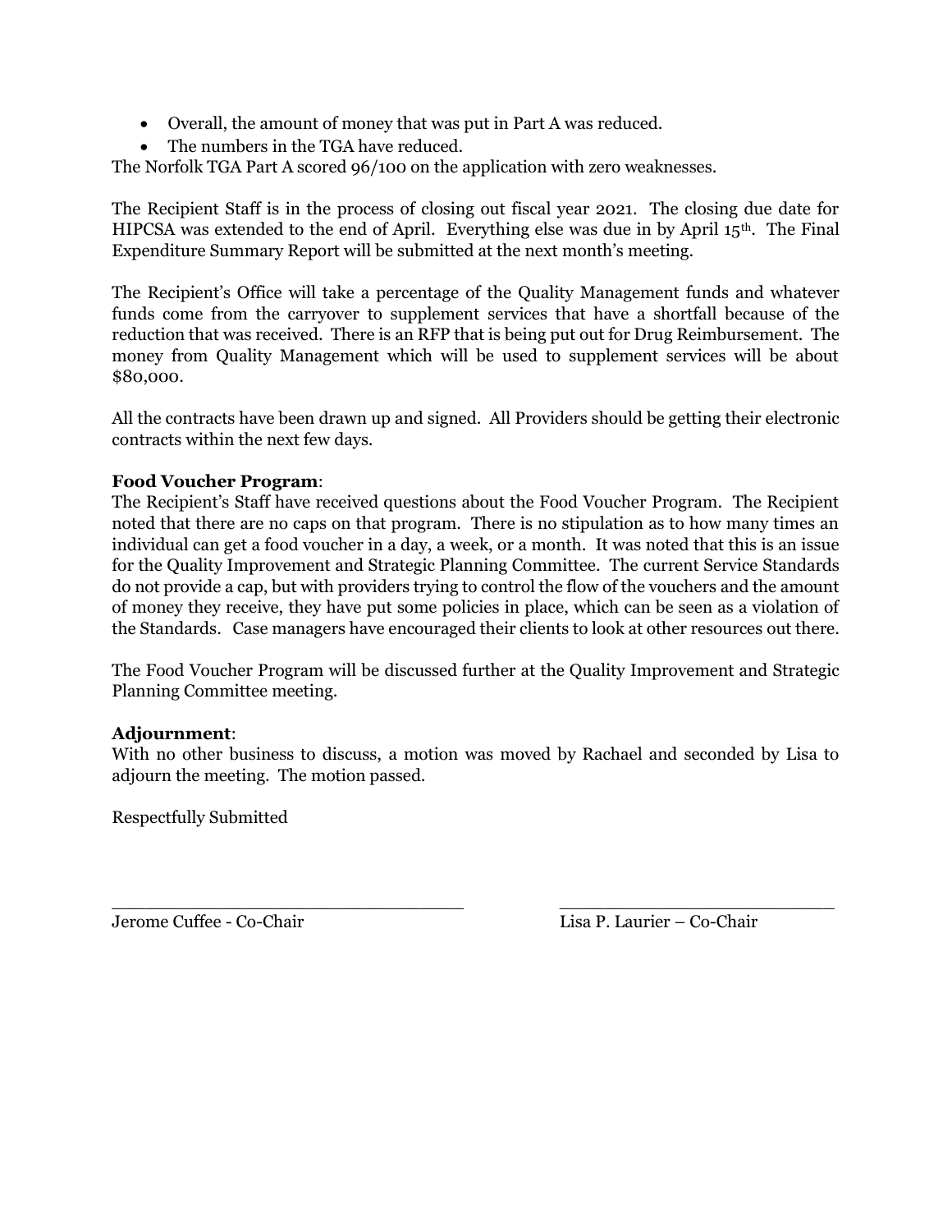- Overall, the amount of money that was put in Part A was reduced.
- The numbers in the TGA have reduced.

The Norfolk TGA Part A scored 96/100 on the application with zero weaknesses.

The Recipient Staff is in the process of closing out fiscal year 2021. The closing due date for HIPCSA was extended to the end of April. Everything else was due in by April 15th. The Final Expenditure Summary Report will be submitted at the next month's meeting.

The Recipient's Office will take a percentage of the Quality Management funds and whatever funds come from the carryover to supplement services that have a shortfall because of the reduction that was received. There is an RFP that is being put out for Drug Reimbursement. The money from Quality Management which will be used to supplement services will be about $80,000.

All the contracts have been drawn up and signed. All Providers should be getting their electronic contracts within the next few days.

**Food Voucher Program**:
The Recipient's Staff have received questions about the Food Voucher Program. The Recipient noted that there are no caps on that program. There is no stipulation as to how many times an individual can get a food voucher in a day, a week, or a month. It was noted that this is an issue for the Quality Improvement and Strategic Planning Committee. The current Service Standards do not provide a cap, but with providers trying to control the flow of the vouchers and the amount of money they receive, they have put some policies in place, which can be seen as a violation of the Standards. Case managers have encouraged their clients to look at other resources out there.

The Food Voucher Program will be discussed further at the Quality Improvement and Strategic Planning Committee meeting.

**Adjournment**:
With no other business to discuss, a motion was moved by Rachael and seconded by Lisa to adjourn the meeting. The motion passed.

Respectfully Submitted

\_\_\_\_\_\_\_\_\_\_\_\_\_\_\_\_\_\_\_\_\_\_\_\_\_\_\_\_\_\_\_\_
Jerome Cuffee - Co-Chair

\_\_\_\_\_\_\_\_\_\_\_\_\_\_\_\_\_\_\_\_\_\_\_\_\_\_\_\_\_\_\_\_
Lisa P. Laurier – Co-Chair